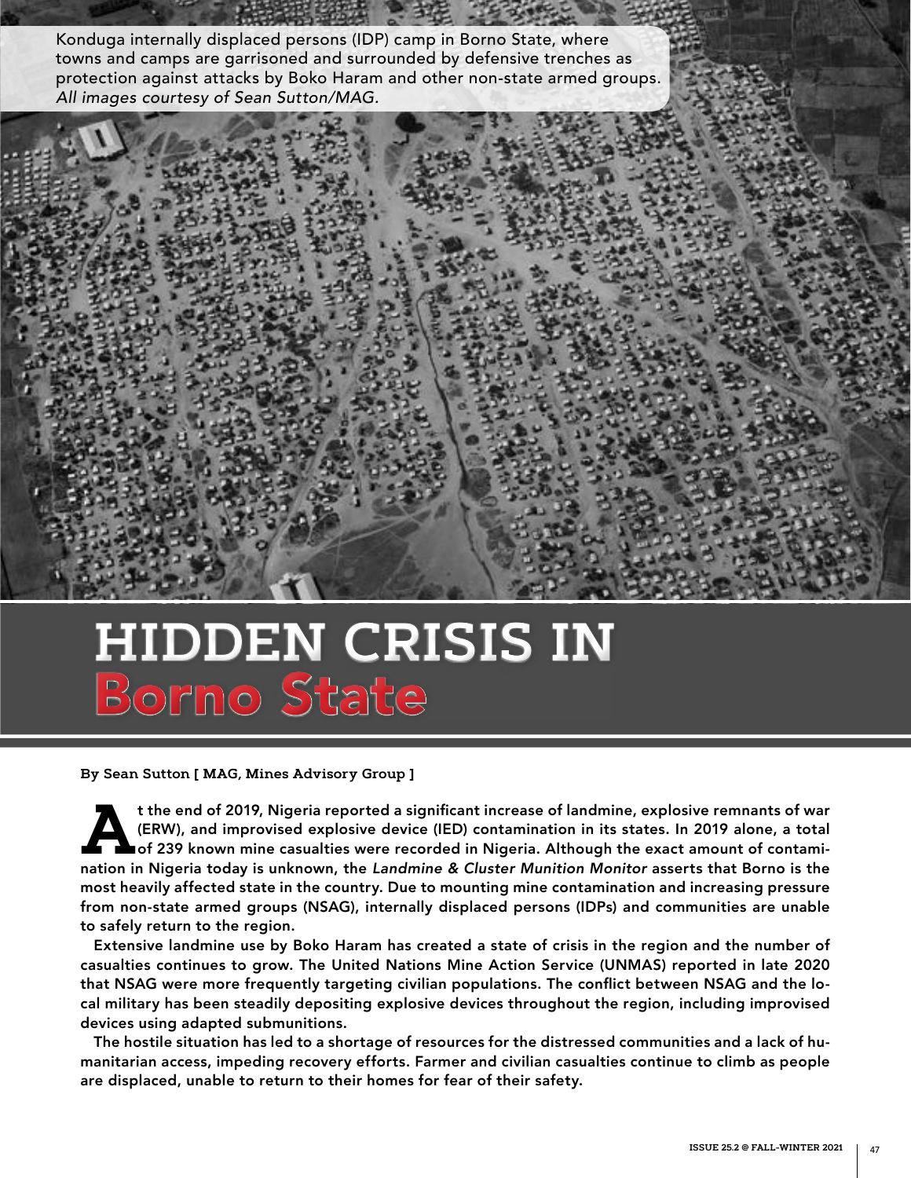Konduga internally displaced persons (IDP) camp in Borno State, where towns and camps are garrisoned and surrounded by defensive trenches as protection against attacks by Boko Haram and other non-state armed groups. *All images courtesy of Sean Sutton/MAG.*

# HIDDEN CRISIS IN Borno State

**By Sean Sutton [ MAG, Mines Advisory Group ]**

**At the end of 2019, Nigeria reported a significant increase of landmine, explosive remnants of war (ERW), and improvised explosive device (IED) contamination in its states. In 2019 alone, a total of 239 known mine casualties were recorded in Nigeria. Although the exact amount of contamination in Nigeria today is unknown, the *Landmine & Cluster Munition Monitor* asserts that Borno is the most heavily affected state in the country. Due to mounting mine contamination and increasing pressure from non-state armed groups (NSAG), internally displaced persons (IDPs) and communities are unable to safely return to the region.**

**Extensive landmine use by Boko Haram has created a state of crisis in the region and the number of casualties continues to grow. The United Nations Mine Action Service (UNMAS) reported in late 2020 that NSAG were more frequently targeting civilian populations. The conflict between NSAG and the local military has been steadily depositing explosive devices throughout the region, including improvised devices using adapted submunitions.**

**The hostile situation has led to a shortage of resources for the distressed communities and a lack of humanitarian access, impeding recovery efforts. Farmer and civilian casualties continue to climb as people are displaced, unable to return to their homes for fear of their safety.**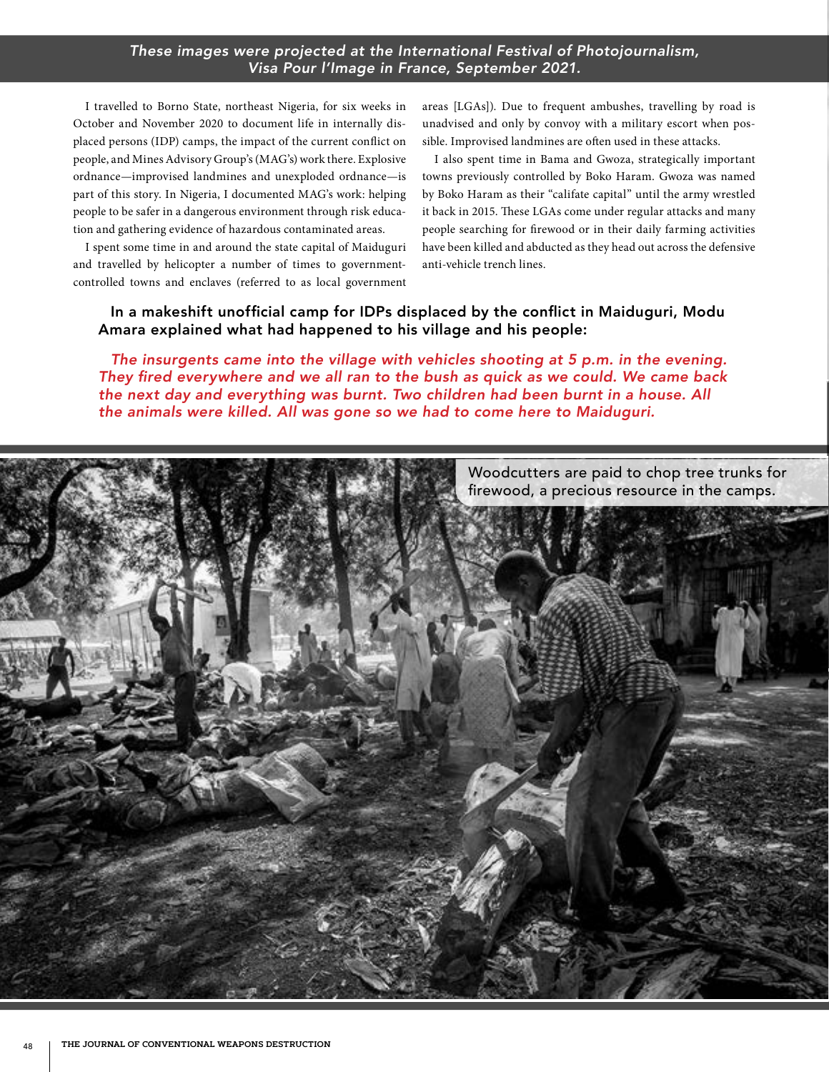*These images were projected at the International Festival of Photojournalism, Visa Pour l'Image in France, September 2021.*

I travelled to Borno State, northeast Nigeria, for six weeks in October and November 2020 to document life in internally displaced persons (IDP) camps, the impact of the current conflict on people, and Mines Advisory Group's (MAG's) work there. Explosive ordnance—improvised landmines and unexploded ordnance—is part of this story. In Nigeria, I documented MAG's work: helping people to be safer in a dangerous environment through risk education and gathering evidence of hazardous contaminated areas.

I spent some time in and around the state capital of Maiduguri and travelled by helicopter a number of times to government-controlled towns and enclaves (referred to as local government areas [LGAs]). Due to frequent ambushes, travelling by road is unadvised and only by convoy with a military escort when possible. Improvised landmines are often used in these attacks.

I also spent time in Bama and Gwoza, strategically important towns previously controlled by Boko Haram. Gwoza was named by Boko Haram as their "califate capital" until the army wrestled it back in 2015. These LGAs come under regular attacks and many people searching for firewood or in their daily farming activities have been killed and abducted as they head out across the defensive anti-vehicle trench lines.

**In a makeshift unofficial camp for IDPs displaced by the conflict in Maiduguri, Modu Amara explained what had happened to his village and his people:**

*The insurgents came into the village with vehicles shooting at 5 p.m. in the evening. They fired everywhere and we all ran to the bush as quick as we could. We came back the next day and everything was burnt. Two children had been burnt in a house. All the animals were killed. All was gone so we had to come here to Maiduguri.*

Woodcutters are paid to chop tree trunks for firewood, a precious resource in the camps.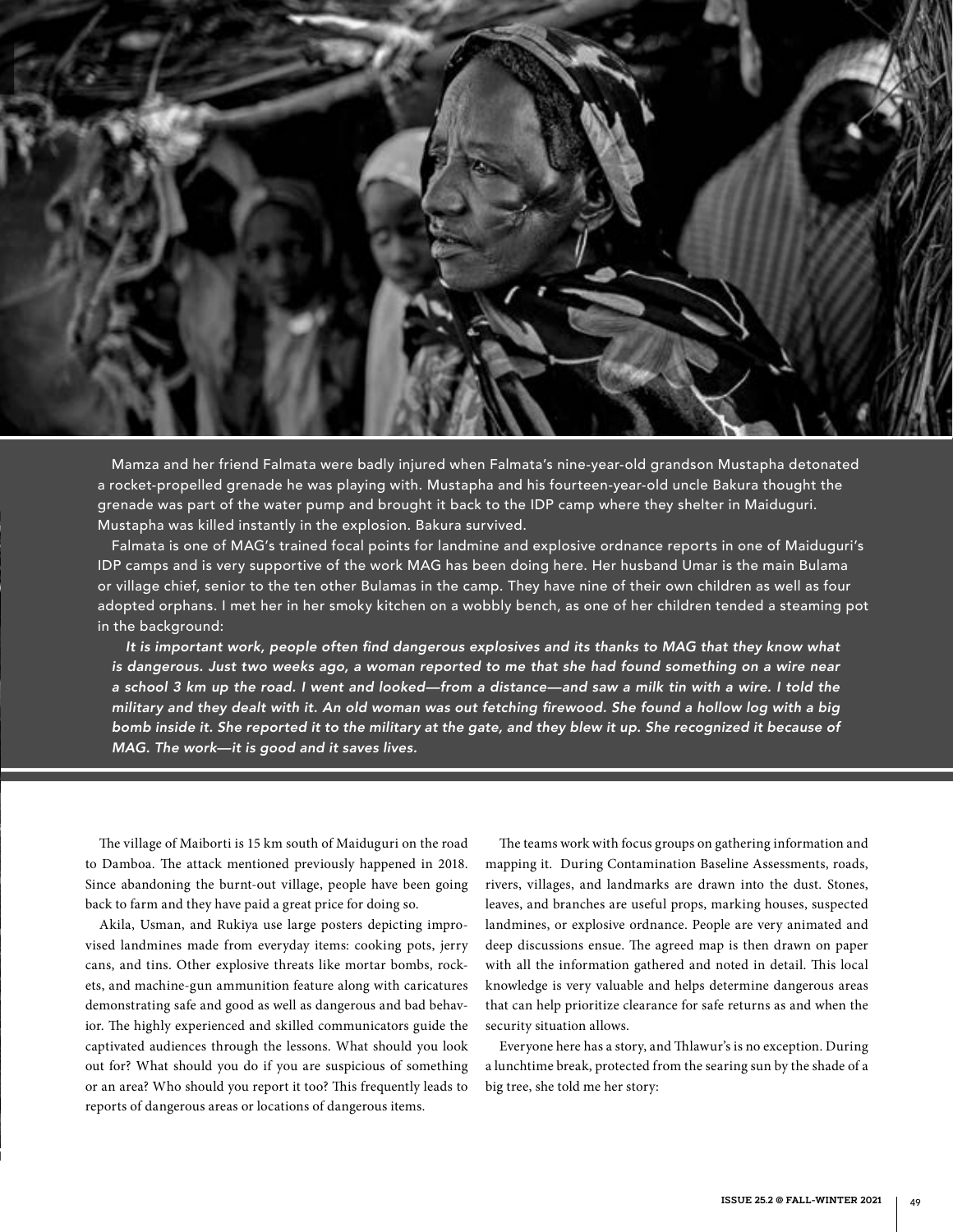Mamza and her friend Falmata were badly injured when Falmata's nine-year-old grandson Mustapha detonated a rocket-propelled grenade he was playing with. Mustapha and his fourteen-year-old uncle Bakura thought the grenade was part of the water pump and brought it back to the IDP camp where they shelter in Maiduguri. Mustapha was killed instantly in the explosion. Bakura survived.

Falmata is one of MAG's trained focal points for landmine and explosive ordnance reports in one of Maiduguri's IDP camps and is very supportive of the work MAG has been doing here. Her husband Umar is the main Bulama or village chief, senior to the ten other Bulamas in the camp. They have nine of their own children as well as four adopted orphans. I met her in her smoky kitchen on a wobbly bench, as one of her children tended a steaming pot in the background:

*It is important work, people often find dangerous explosives and its thanks to MAG that they know what is dangerous. Just two weeks ago, a woman reported to me that she had found something on a wire near a school 3 km up the road. I went and looked—from a distance—and saw a milk tin with a wire. I told the military and they dealt with it. An old woman was out fetching firewood. She found a hollow log with a big bomb inside it. She reported it to the military at the gate, and they blew it up. She recognized it because of MAG. The work—it is good and it saves lives.*

The village of Maiborti is 15 km south of Maiduguri on the road to Damboa. The attack mentioned previously happened in 2018. Since abandoning the burnt-out village, people have been going back to farm and they have paid a great price for doing so.

Akila, Usman, and Rukiya use large posters depicting improvised landmines made from everyday items: cooking pots, jerry cans, and tins. Other explosive threats like mortar bombs, rockets, and machine-gun ammunition feature along with caricatures demonstrating safe and good as well as dangerous and bad behavior. The highly experienced and skilled communicators guide the captivated audiences through the lessons. What should you look out for? What should you do if you are suspicious of something or an area? Who should you report it too? This frequently leads to reports of dangerous areas or locations of dangerous items.

The teams work with focus groups on gathering information and mapping it. During Contamination Baseline Assessments, roads, rivers, villages, and landmarks are drawn into the dust. Stones, leaves, and branches are useful props, marking houses, suspected landmines, or explosive ordnance. People are very animated and deep discussions ensue. The agreed map is then drawn on paper with all the information gathered and noted in detail. This local knowledge is very valuable and helps determine dangerous areas that can help prioritize clearance for safe returns as and when the security situation allows.

Everyone here has a story, and Thlawur's is no exception. During a lunchtime break, protected from the searing sun by the shade of a big tree, she told me her story: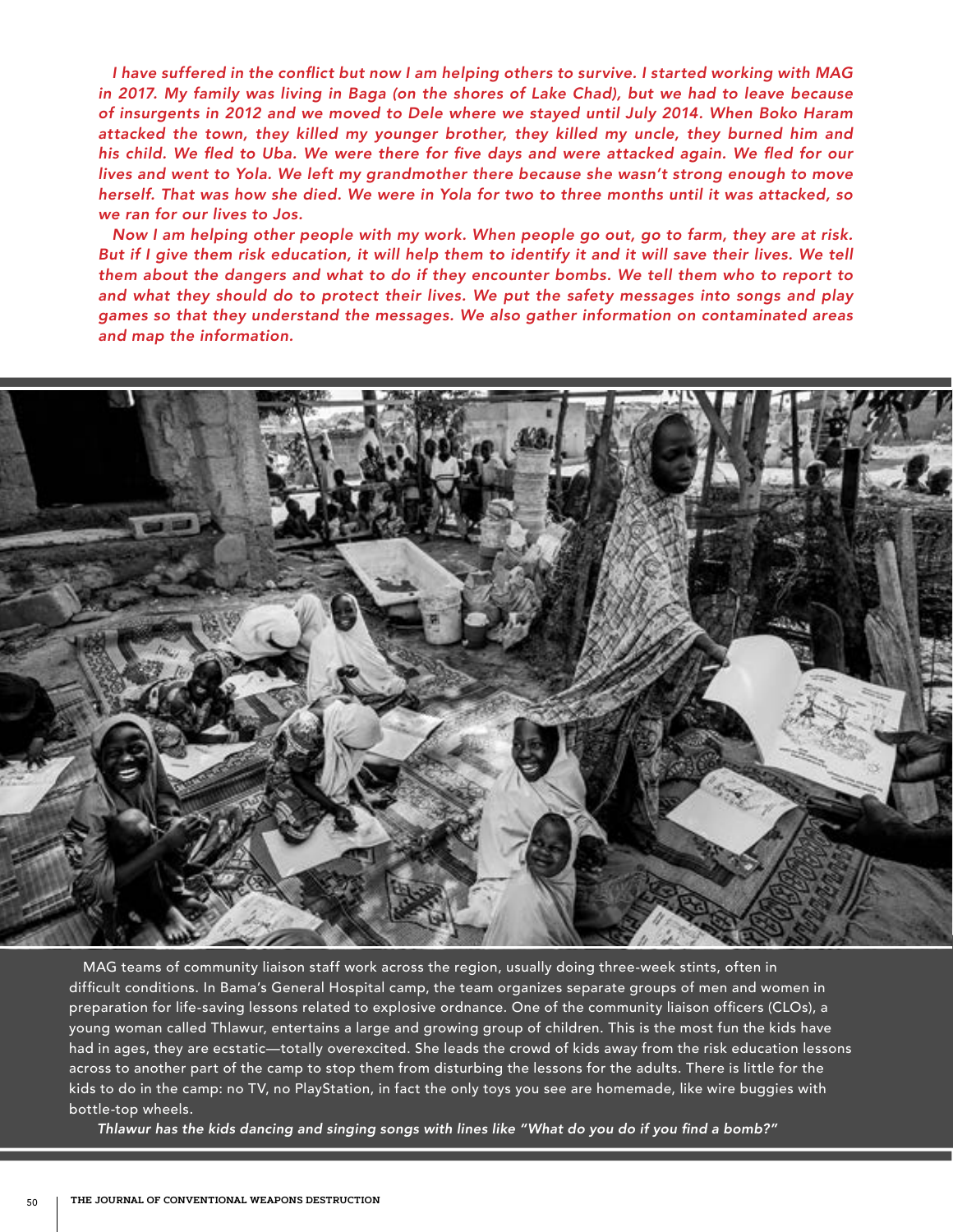*I have suffered in the conflict but now I am helping others to survive. I started working with MAG in 2017. My family was living in Baga (on the shores of Lake Chad), but we had to leave because of insurgents in 2012 and we moved to Dele where we stayed until July 2014. When Boko Haram attacked the town, they killed my younger brother, they killed my uncle, they burned him and his child. We fled to Uba. We were there for five days and were attacked again. We fled for our lives and went to Yola. We left my grandmother there because she wasn't strong enough to move herself. That was how she died. We were in Yola for two to three months until it was attacked, so we ran for our lives to Jos.*

*Now I am helping other people with my work. When people go out, go to farm, they are at risk. But if I give them risk education, it will help them to identify it and it will save their lives. We tell them about the dangers and what to do if they encounter bombs. We tell them who to report to and what they should do to protect their lives. We put the safety messages into songs and play games so that they understand the messages. We also gather information on contaminated areas and map the information.*

MAG teams of community liaison staff work across the region, usually doing three-week stints, often in difficult conditions. In Bama's General Hospital camp, the team organizes separate groups of men and women in preparation for life-saving lessons related to explosive ordnance. One of the community liaison officers (CLOs), a young woman called Thlawur, entertains a large and growing group of children. This is the most fun the kids have had in ages, they are ecstatic—totally overexcited. She leads the crowd of kids away from the risk education lessons across to another part of the camp to stop them from disturbing the lessons for the adults. There is little for the kids to do in the camp: no TV, no PlayStation, in fact the only toys you see are homemade, like wire buggies with bottle-top wheels.

*Thlawur has the kids dancing and singing songs with lines like "What do you do if you find a bomb?"*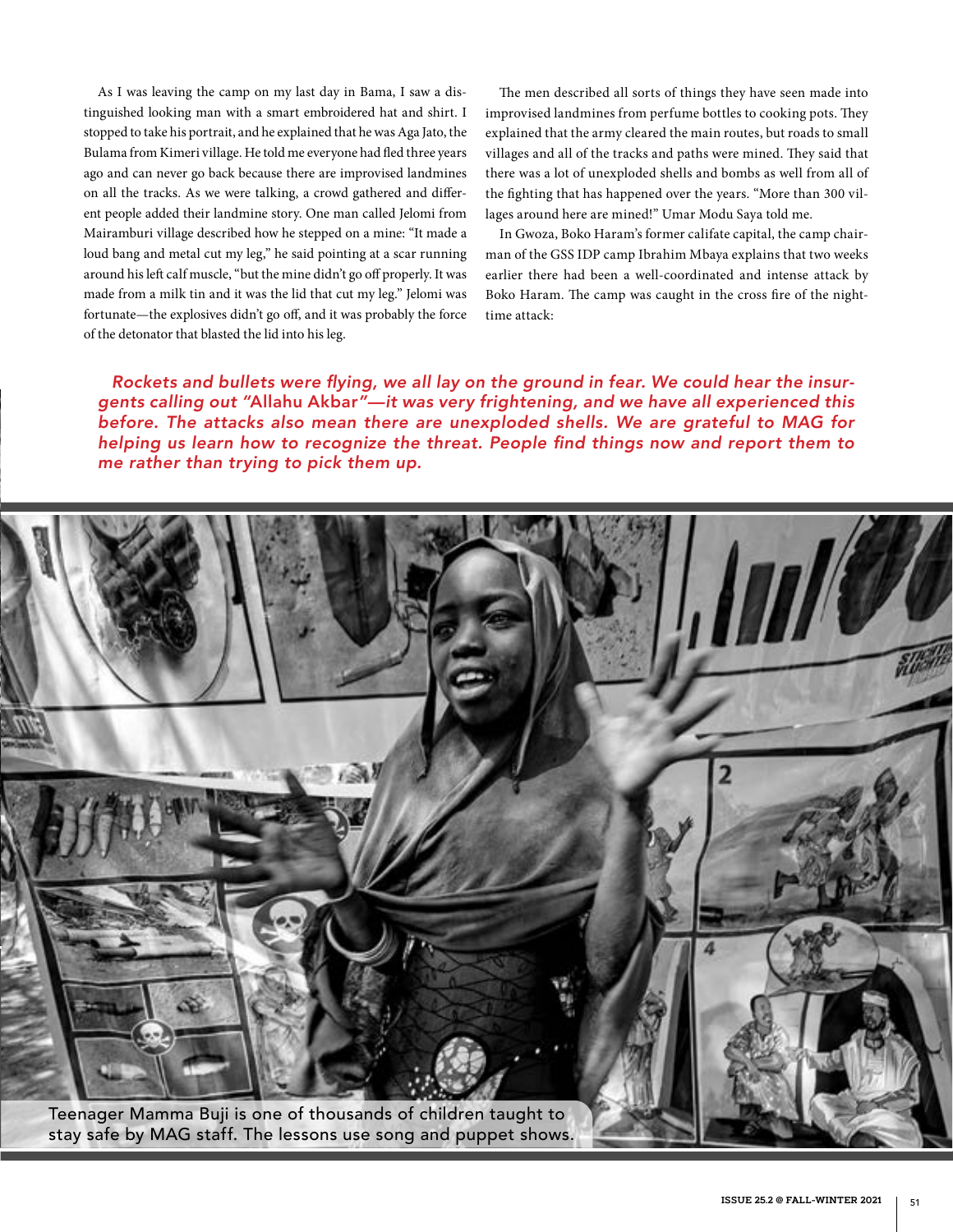As I was leaving the camp on my last day in Bama, I saw a distinguished looking man with a smart embroidered hat and shirt. I stopped to take his portrait, and he explained that he was Aga Jato, the Bulama from Kimeri village. He told me everyone had fled three years ago and can never go back because there are improvised landmines on all the tracks. As we were talking, a crowd gathered and different people added their landmine story. One man called Jelomi from Mairamburi village described how he stepped on a mine: "It made a loud bang and metal cut my leg," he said pointing at a scar running around his left calf muscle, "but the mine didn't go off properly. It was made from a milk tin and it was the lid that cut my leg." Jelomi was fortunate—the explosives didn't go off, and it was probably the force of the detonator that blasted the lid into his leg.

The men described all sorts of things they have seen made into improvised landmines from perfume bottles to cooking pots. They explained that the army cleared the main routes, but roads to small villages and all of the tracks and paths were mined. They said that there was a lot of unexploded shells and bombs as well from all of the fighting that has happened over the years. "More than 300 villages around here are mined!" Umar Modu Saya told me.

In Gwoza, Boko Haram's former califate capital, the camp chairman of the GSS IDP camp Ibrahim Mbaya explains that two weeks earlier there had been a well-coordinated and intense attack by Boko Haram. The camp was caught in the cross fire of the night-time attack:

> *Rockets and bullets were flying, we all lay on the ground in fear. We could hear the insurgents calling out "*Allahu Akbar*"—it was very frightening, and we have all experienced this before. The attacks also mean there are unexploded shells. We are grateful to MAG for helping us learn how to recognize the threat. People find things now and report them to me rather than trying to pick them up.*

Teenager Mamma Buji is one of thousands of children taught to stay safe by MAG staff. The lessons use song and puppet shows.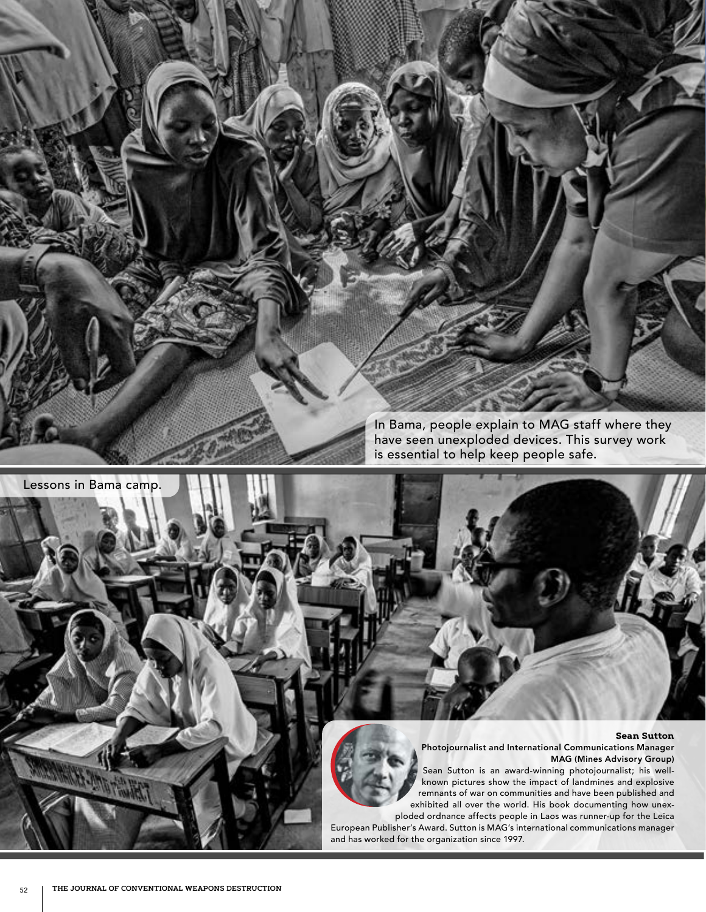In Bama, people explain to MAG staff where they have seen unexploded devices. This survey work is essential to help keep people safe.

Lessons in Bama camp.

**Sean Sutton**
**Photojournalist and International Communications Manager**
**MAG (Mines Advisory Group)**

Sean Sutton is an award-winning photojournalist; his well-known pictures show the impact of landmines and explosive remnants of war on communities and have been published and exhibited all over the world. His book documenting how unexploded ordnance affects people in Laos was runner-up for the Leica European Publisher's Award. Sutton is MAG's international communications manager and has worked for the organization since 1997.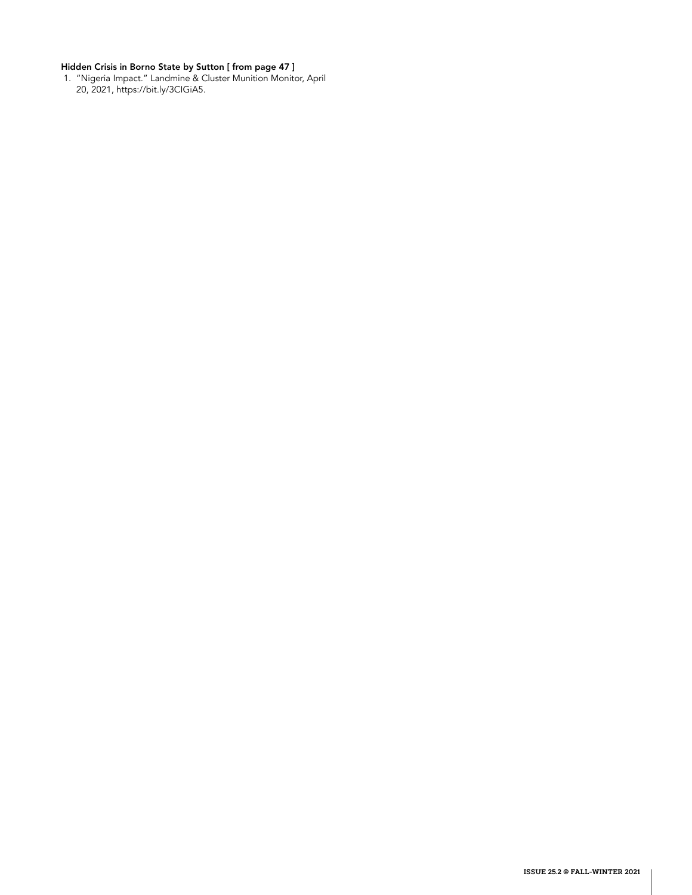**Hidden Crisis in Borno State by Sutton [ from page 47 ]**

1. "Nigeria Impact." Landmine & Cluster Munition Monitor, April 20, 2021, https://bit.ly/3ClGiA5.